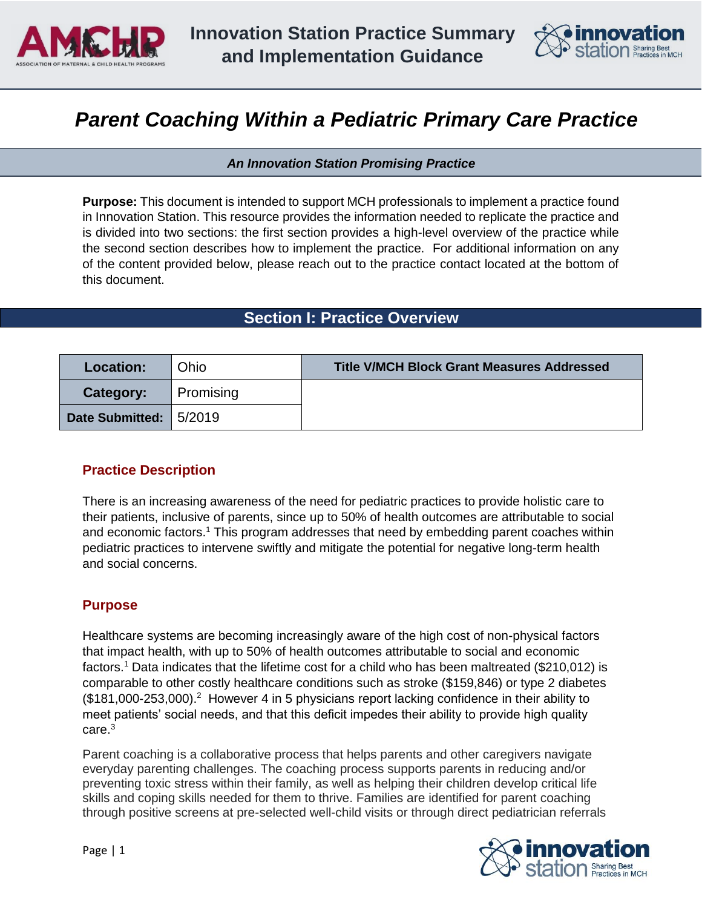# Innovation Station Practice Summary and Implementation Guidance

# *Parent Coaching Within a Pediatric Primary Care Practice*

***An Innovation Station Promising Practice***

**Purpose:** This document is intended to support MCH professionals to implement a practice found in Innovation Station. This resource provides the information needed to replicate the practice and is divided into two sections: the first section provides a high-level overview of the practice while the second section describes how to implement the practice. For additional information on any of the content provided below, please reach out to the practice contact located at the bottom of this document.

## Section I: Practice Overview

| Location: | Ohio | Title V/MCH Block Grant Measures Addressed |
|---|---|---|
| Category: | Promising | |
| Date Submitted: | 5/2019 | |

### Practice Description

There is an increasing awareness of the need for pediatric practices to provide holistic care to their patients, inclusive of parents, since up to 50% of health outcomes are attributable to social and economic factors.[1] This program addresses that need by embedding parent coaches within pediatric practices to intervene swiftly and mitigate the potential for negative long-term health and social concerns.

### Purpose

Healthcare systems are becoming increasingly aware of the high cost of non-physical factors that impact health, with up to 50% of health outcomes attributable to social and economic factors.[1] Data indicates that the lifetime cost for a child who has been maltreated ($210,012) is comparable to other costly healthcare conditions such as stroke ($159,846) or type 2 diabetes ($181,000-253,000).[2] However 4 in 5 physicians report lacking confidence in their ability to meet patients' social needs, and that this deficit impedes their ability to provide high quality care.[3]

Parent coaching is a collaborative process that helps parents and other caregivers navigate everyday parenting challenges. The coaching process supports parents in reducing and/or preventing toxic stress within their family, as well as helping their children develop critical life skills and coping skills needed for them to thrive. Families are identified for parent coaching through positive screens at pre-selected well-child visits or through direct pediatrician referrals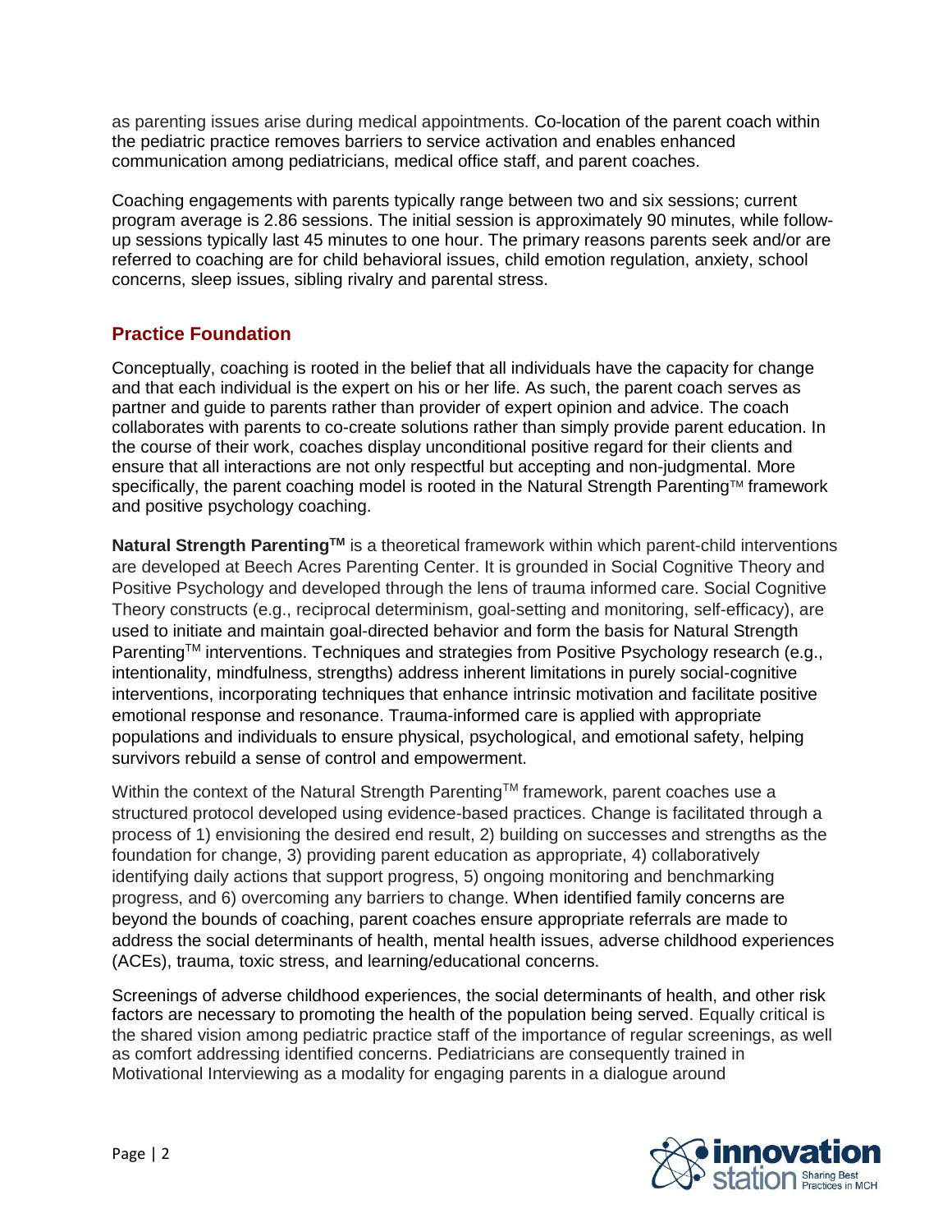as parenting issues arise during medical appointments. Co-location of the parent coach within the pediatric practice removes barriers to service activation and enables enhanced communication among pediatricians, medical office staff, and parent coaches.

Coaching engagements with parents typically range between two and six sessions; current program average is 2.86 sessions. The initial session is approximately 90 minutes, while follow-up sessions typically last 45 minutes to one hour. The primary reasons parents seek and/or are referred to coaching are for child behavioral issues, child emotion regulation, anxiety, school concerns, sleep issues, sibling rivalry and parental stress.

## Practice Foundation

Conceptually, coaching is rooted in the belief that all individuals have the capacity for change and that each individual is the expert on his or her life. As such, the parent coach serves as partner and guide to parents rather than provider of expert opinion and advice. The coach collaborates with parents to co-create solutions rather than simply provide parent education. In the course of their work, coaches display unconditional positive regard for their clients and ensure that all interactions are not only respectful but accepting and non-judgmental. More specifically, the parent coaching model is rooted in the Natural Strength Parenting™ framework and positive psychology coaching.

**Natural Strength Parenting™** is a theoretical framework within which parent-child interventions are developed at Beech Acres Parenting Center. It is grounded in Social Cognitive Theory and Positive Psychology and developed through the lens of trauma informed care. Social Cognitive Theory constructs (e.g., reciprocal determinism, goal-setting and monitoring, self-efficacy), are used to initiate and maintain goal-directed behavior and form the basis for Natural Strength Parenting™ interventions. Techniques and strategies from Positive Psychology research (e.g., intentionality, mindfulness, strengths) address inherent limitations in purely social-cognitive interventions, incorporating techniques that enhance intrinsic motivation and facilitate positive emotional response and resonance. Trauma-informed care is applied with appropriate populations and individuals to ensure physical, psychological, and emotional safety, helping survivors rebuild a sense of control and empowerment.

Within the context of the Natural Strength Parenting™ framework, parent coaches use a structured protocol developed using evidence-based practices. Change is facilitated through a process of 1) envisioning the desired end result, 2) building on successes and strengths as the foundation for change, 3) providing parent education as appropriate, 4) collaboratively identifying daily actions that support progress, 5) ongoing monitoring and benchmarking progress, and 6) overcoming any barriers to change. When identified family concerns are beyond the bounds of coaching, parent coaches ensure appropriate referrals are made to address the social determinants of health, mental health issues, adverse childhood experiences (ACEs), trauma, toxic stress, and learning/educational concerns.

Screenings of adverse childhood experiences, the social determinants of health, and other risk factors are necessary to promoting the health of the population being served. Equally critical is the shared vision among pediatric practice staff of the importance of regular screenings, as well as comfort addressing identified concerns. Pediatricians are consequently trained in Motivational Interviewing as a modality for engaging parents in a dialogue around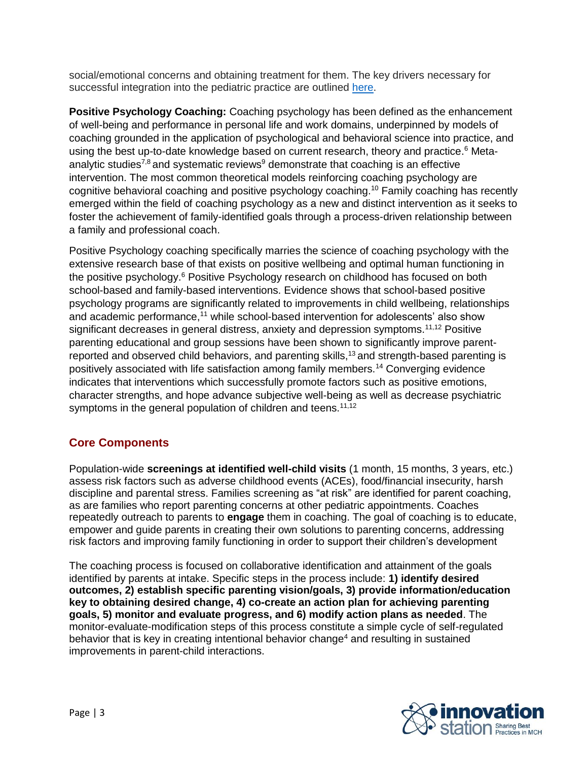social/emotional concerns and obtaining treatment for them. The key drivers necessary for successful integration into the pediatric practice are outlined here.

**Positive Psychology Coaching:** Coaching psychology has been defined as the enhancement of well-being and performance in personal life and work domains, underpinned by models of coaching grounded in the application of psychological and behavioral science into practice, and using the best up-to-date knowledge based on current research, theory and practice.[6] Meta-analytic studies[7,8] and systematic reviews[9] demonstrate that coaching is an effective intervention. The most common theoretical models reinforcing coaching psychology are cognitive behavioral coaching and positive psychology coaching.[10] Family coaching has recently emerged within the field of coaching psychology as a new and distinct intervention as it seeks to foster the achievement of family-identified goals through a process-driven relationship between a family and professional coach.

Positive Psychology coaching specifically marries the science of coaching psychology with the extensive research base of that exists on positive wellbeing and optimal human functioning in the positive psychology.[6] Positive Psychology research on childhood has focused on both school-based and family-based interventions. Evidence shows that school-based positive psychology programs are significantly related to improvements in child wellbeing, relationships and academic performance,[11] while school-based intervention for adolescents' also show significant decreases in general distress, anxiety and depression symptoms.[11,12] Positive parenting educational and group sessions have been shown to significantly improve parent-reported and observed child behaviors, and parenting skills,[13] and strength-based parenting is positively associated with life satisfaction among family members.[14] Converging evidence indicates that interventions which successfully promote factors such as positive emotions, character strengths, and hope advance subjective well-being as well as decrease psychiatric symptoms in the general population of children and teens.[11,12]

## Core Components

Population-wide **screenings at identified well-child visits** (1 month, 15 months, 3 years, etc.) assess risk factors such as adverse childhood events (ACEs), food/financial insecurity, harsh discipline and parental stress. Families screening as "at risk" are identified for parent coaching, as are families who report parenting concerns at other pediatric appointments. Coaches repeatedly outreach to parents to **engage** them in coaching. The goal of coaching is to educate, empower and guide parents in creating their own solutions to parenting concerns, addressing risk factors and improving family functioning in order to support their children's development

The coaching process is focused on collaborative identification and attainment of the goals identified by parents at intake. Specific steps in the process include: **1) identify desired outcomes, 2) establish specific parenting vision/goals, 3) provide information/education key to obtaining desired change, 4) co-create an action plan for achieving parenting goals, 5) monitor and evaluate progress, and 6) modify action plans as needed**. The monitor-evaluate-modification steps of this process constitute a simple cycle of self-regulated behavior that is key in creating intentional behavior change[4] and resulting in sustained improvements in parent-child interactions.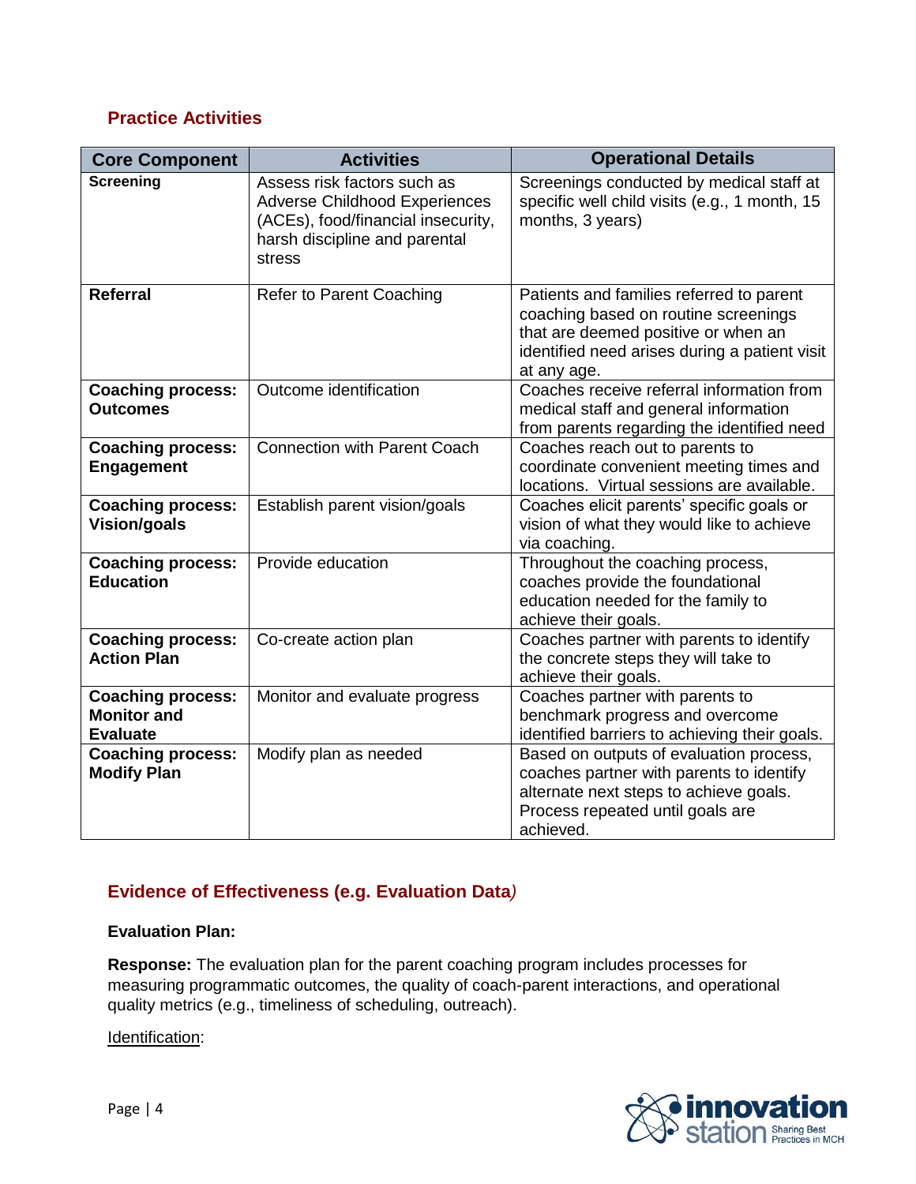## Practice Activities

| Core Component | Activities | Operational Details |
| --- | --- | --- |
| **Screening** | Assess risk factors such as Adverse Childhood Experiences (ACEs), food/financial insecurity, harsh discipline and parental stress | Screenings conducted by medical staff at specific well child visits (e.g., 1 month, 15 months, 3 years) |
| **Referral** | Refer to Parent Coaching | Patients and families referred to parent coaching based on routine screenings that are deemed positive or when an identified need arises during a patient visit at any age. |
| **Coaching process: Outcomes** | Outcome identification | Coaches receive referral information from medical staff and general information from parents regarding the identified need |
| **Coaching process: Engagement** | Connection with Parent Coach | Coaches reach out to parents to coordinate convenient meeting times and locations. Virtual sessions are available. |
| **Coaching process: Vision/goals** | Establish parent vision/goals | Coaches elicit parents' specific goals or vision of what they would like to achieve via coaching. |
| **Coaching process: Education** | Provide education | Throughout the coaching process, coaches provide the foundational education needed for the family to achieve their goals. |
| **Coaching process: Action Plan** | Co-create action plan | Coaches partner with parents to identify the concrete steps they will take to achieve their goals. |
| **Coaching process: Monitor and Evaluate** | Monitor and evaluate progress | Coaches partner with parents to benchmark progress and overcome identified barriers to achieving their goals. |
| **Coaching process: Modify Plan** | Modify plan as needed | Based on outputs of evaluation process, coaches partner with parents to identify alternate next steps to achieve goals. Process repeated until goals are achieved. |

## Evidence of Effectiveness (e.g. Evaluation Data)

**Evaluation Plan:**

**Response:** The evaluation plan for the parent coaching program includes processes for measuring programmatic outcomes, the quality of coach-parent interactions, and operational quality metrics (e.g., timeliness of scheduling, outreach).

Identification: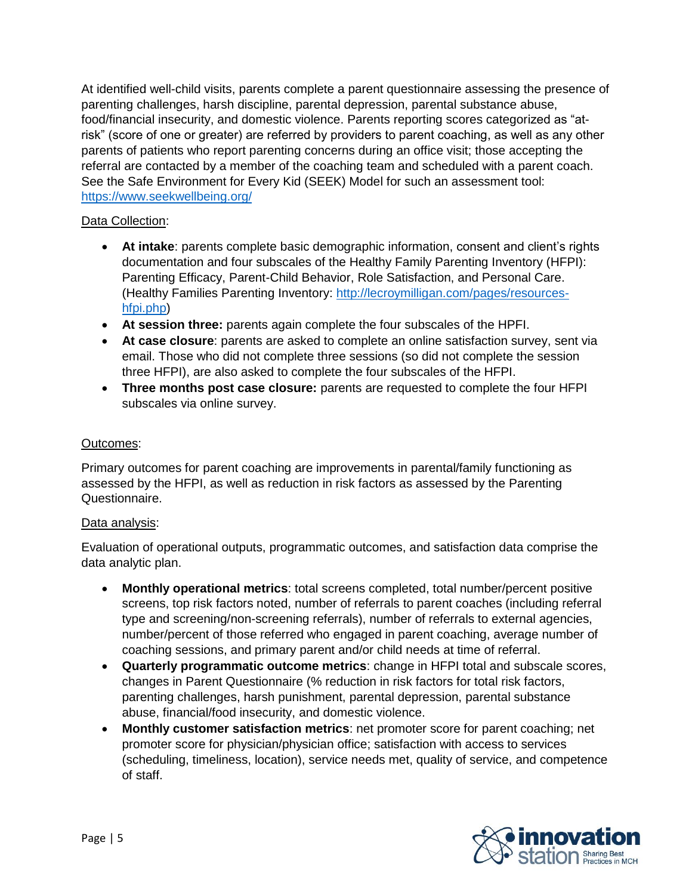At identified well-child visits, parents complete a parent questionnaire assessing the presence of parenting challenges, harsh discipline, parental depression, parental substance abuse, food/financial insecurity, and domestic violence. Parents reporting scores categorized as "at-risk" (score of one or greater) are referred by providers to parent coaching, as well as any other parents of patients who report parenting concerns during an office visit; those accepting the referral are contacted by a member of the coaching team and scheduled with a parent coach. See the Safe Environment for Every Kid (SEEK) Model for such an assessment tool: [https://www.seekwellbeing.org/](https://www.seekwellbeing.org/)

Data Collection:

- **At intake**: parents complete basic demographic information, consent and client's rights documentation and four subscales of the Healthy Family Parenting Inventory (HFPI): Parenting Efficacy, Parent-Child Behavior, Role Satisfaction, and Personal Care. (Healthy Families Parenting Inventory: [http://lecroymilligan.com/pages/resources-hfpi.php](http://lecroymilligan.com/pages/resources-hfpi.php))
- **At session three:** parents again complete the four subscales of the HPFI.
- **At case closure**: parents are asked to complete an online satisfaction survey, sent via email. Those who did not complete three sessions (so did not complete the session three HFPI), are also asked to complete the four subscales of the HFPI.
- **Three months post case closure:** parents are requested to complete the four HFPI subscales via online survey.

Outcomes:

Primary outcomes for parent coaching are improvements in parental/family functioning as assessed by the HFPI, as well as reduction in risk factors as assessed by the Parenting Questionnaire.

Data analysis:

Evaluation of operational outputs, programmatic outcomes, and satisfaction data comprise the data analytic plan.

- **Monthly operational metrics**: total screens completed, total number/percent positive screens, top risk factors noted, number of referrals to parent coaches (including referral type and screening/non-screening referrals), number of referrals to external agencies, number/percent of those referred who engaged in parent coaching, average number of coaching sessions, and primary parent and/or child needs at time of referral.
- **Quarterly programmatic outcome metrics**: change in HFPI total and subscale scores, changes in Parent Questionnaire (% reduction in risk factors for total risk factors, parenting challenges, harsh punishment, parental depression, parental substance abuse, financial/food insecurity, and domestic violence.
- **Monthly customer satisfaction metrics**: net promoter score for parent coaching; net promoter score for physician/physician office; satisfaction with access to services (scheduling, timeliness, location), service needs met, quality of service, and competence of staff.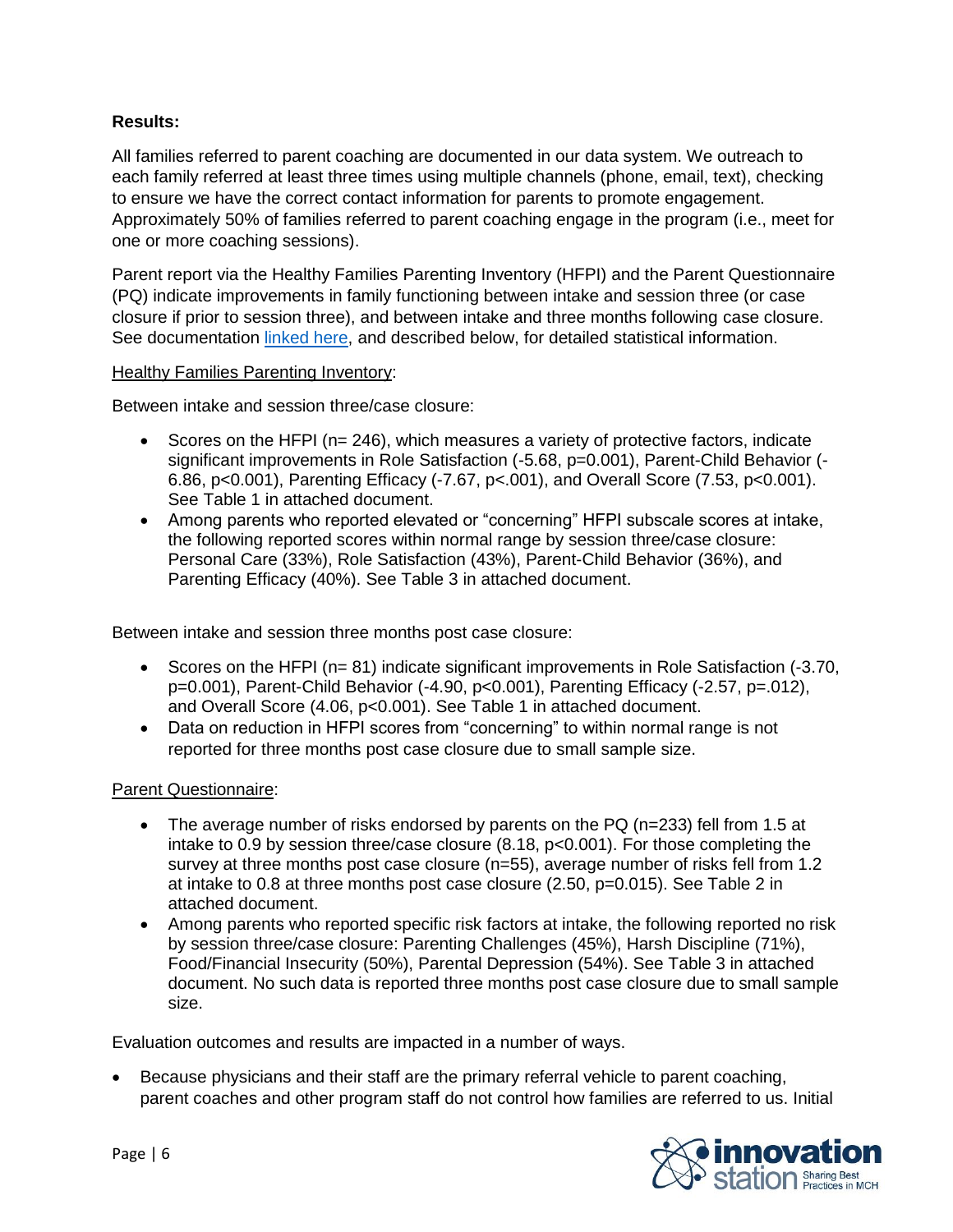**Results:**

All families referred to parent coaching are documented in our data system. We outreach to each family referred at least three times using multiple channels (phone, email, text), checking to ensure we have the correct contact information for parents to promote engagement. Approximately 50% of families referred to parent coaching engage in the program (i.e., meet for one or more coaching sessions).

Parent report via the Healthy Families Parenting Inventory (HFPI) and the Parent Questionnaire (PQ) indicate improvements in family functioning between intake and session three (or case closure if prior to session three), and between intake and three months following case closure. See documentation linked here, and described below, for detailed statistical information.

Healthy Families Parenting Inventory:

Between intake and session three/case closure:

- Scores on the HFPI (n= 246), which measures a variety of protective factors, indicate significant improvements in Role Satisfaction (-5.68, p=0.001), Parent-Child Behavior (-6.86, p<0.001), Parenting Efficacy (-7.67, p<.001), and Overall Score (7.53, p<0.001). See Table 1 in attached document.
- Among parents who reported elevated or "concerning" HFPI subscale scores at intake, the following reported scores within normal range by session three/case closure: Personal Care (33%), Role Satisfaction (43%), Parent-Child Behavior (36%), and Parenting Efficacy (40%). See Table 3 in attached document.

Between intake and session three months post case closure:

- Scores on the HFPI (n= 81) indicate significant improvements in Role Satisfaction (-3.70, p=0.001), Parent-Child Behavior (-4.90, p<0.001), Parenting Efficacy (-2.57, p=.012), and Overall Score (4.06, p<0.001). See Table 1 in attached document.
- Data on reduction in HFPI scores from "concerning" to within normal range is not reported for three months post case closure due to small sample size.

Parent Questionnaire:

- The average number of risks endorsed by parents on the PQ (n=233) fell from 1.5 at intake to 0.9 by session three/case closure (8.18, p<0.001). For those completing the survey at three months post case closure (n=55), average number of risks fell from 1.2 at intake to 0.8 at three months post case closure (2.50, p=0.015). See Table 2 in attached document.
- Among parents who reported specific risk factors at intake, the following reported no risk by session three/case closure: Parenting Challenges (45%), Harsh Discipline (71%), Food/Financial Insecurity (50%), Parental Depression (54%). See Table 3 in attached document. No such data is reported three months post case closure due to small sample size.

Evaluation outcomes and results are impacted in a number of ways.

- Because physicians and their staff are the primary referral vehicle to parent coaching, parent coaches and other program staff do not control how families are referred to us. Initial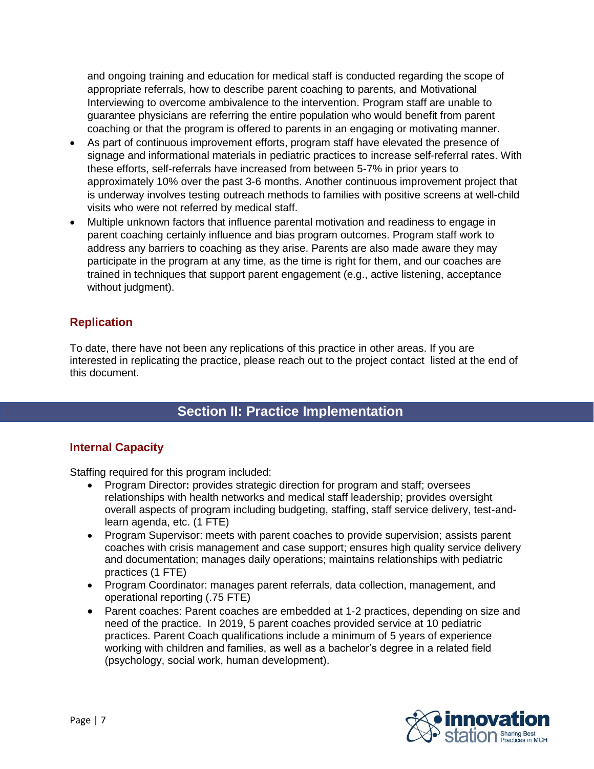and ongoing training and education for medical staff is conducted regarding the scope of appropriate referrals, how to describe parent coaching to parents, and Motivational Interviewing to overcome ambivalence to the intervention. Program staff are unable to guarantee physicians are referring the entire population who would benefit from parent coaching or that the program is offered to parents in an engaging or motivating manner.

- As part of continuous improvement efforts, program staff have elevated the presence of signage and informational materials in pediatric practices to increase self-referral rates. With these efforts, self-referrals have increased from between 5-7% in prior years to approximately 10% over the past 3-6 months. Another continuous improvement project that is underway involves testing outreach methods to families with positive screens at well-child visits who were not referred by medical staff.
- Multiple unknown factors that influence parental motivation and readiness to engage in parent coaching certainly influence and bias program outcomes. Program staff work to address any barriers to coaching as they arise. Parents are also made aware they may participate in the program at any time, as the time is right for them, and our coaches are trained in techniques that support parent engagement (e.g., active listening, acceptance without judgment).

## Replication

To date, there have not been any replications of this practice in other areas. If you are interested in replicating the practice, please reach out to the project contact listed at the end of this document.

# Section II: Practice Implementation

## Internal Capacity

Staffing required for this program included:

- Program Director**:** provides strategic direction for program and staff; oversees relationships with health networks and medical staff leadership; provides oversight overall aspects of program including budgeting, staffing, staff service delivery, test-and-learn agenda, etc. (1 FTE)
- Program Supervisor: meets with parent coaches to provide supervision; assists parent coaches with crisis management and case support; ensures high quality service delivery and documentation; manages daily operations; maintains relationships with pediatric practices (1 FTE)
- Program Coordinator: manages parent referrals, data collection, management, and operational reporting (.75 FTE)
- Parent coaches: Parent coaches are embedded at 1-2 practices, depending on size and need of the practice. In 2019, 5 parent coaches provided service at 10 pediatric practices. Parent Coach qualifications include a minimum of 5 years of experience working with children and families, as well as a bachelor's degree in a related field (psychology, social work, human development).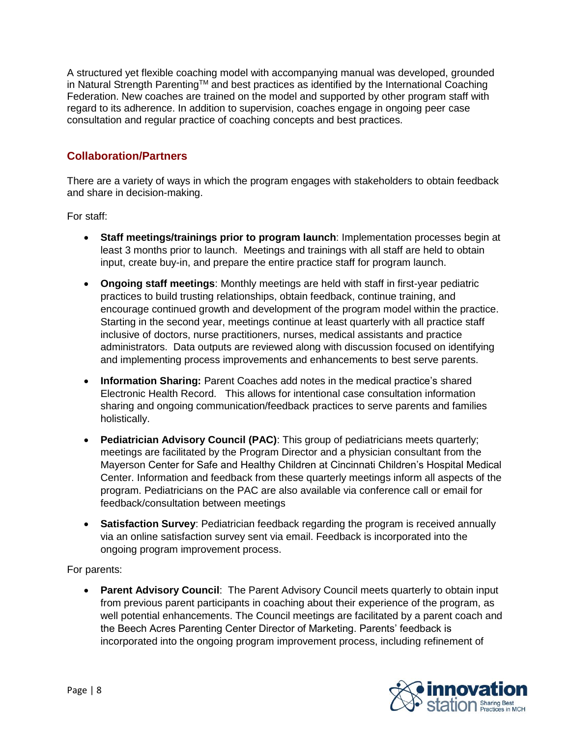A structured yet flexible coaching model with accompanying manual was developed, grounded in Natural Strength Parenting™ and best practices as identified by the International Coaching Federation. New coaches are trained on the model and supported by other program staff with regard to its adherence. In addition to supervision, coaches engage in ongoing peer case consultation and regular practice of coaching concepts and best practices.

## Collaboration/Partners

There are a variety of ways in which the program engages with stakeholders to obtain feedback and share in decision-making.

For staff:

- **Staff meetings/trainings prior to program launch**: Implementation processes begin at least 3 months prior to launch. Meetings and trainings with all staff are held to obtain input, create buy-in, and prepare the entire practice staff for program launch.
- **Ongoing staff meetings**: Monthly meetings are held with staff in first-year pediatric practices to build trusting relationships, obtain feedback, continue training, and encourage continued growth and development of the program model within the practice. Starting in the second year, meetings continue at least quarterly with all practice staff inclusive of doctors, nurse practitioners, nurses, medical assistants and practice administrators. Data outputs are reviewed along with discussion focused on identifying and implementing process improvements and enhancements to best serve parents.
- **Information Sharing:** Parent Coaches add notes in the medical practice's shared Electronic Health Record. This allows for intentional case consultation information sharing and ongoing communication/feedback practices to serve parents and families holistically.
- **Pediatrician Advisory Council (PAC)**: This group of pediatricians meets quarterly; meetings are facilitated by the Program Director and a physician consultant from the Mayerson Center for Safe and Healthy Children at Cincinnati Children's Hospital Medical Center. Information and feedback from these quarterly meetings inform all aspects of the program. Pediatricians on the PAC are also available via conference call or email for feedback/consultation between meetings
- **Satisfaction Survey**: Pediatrician feedback regarding the program is received annually via an online satisfaction survey sent via email. Feedback is incorporated into the ongoing program improvement process.

For parents:

- **Parent Advisory Council**: The Parent Advisory Council meets quarterly to obtain input from previous parent participants in coaching about their experience of the program, as well potential enhancements. The Council meetings are facilitated by a parent coach and the Beech Acres Parenting Center Director of Marketing. Parents' feedback is incorporated into the ongoing program improvement process, including refinement of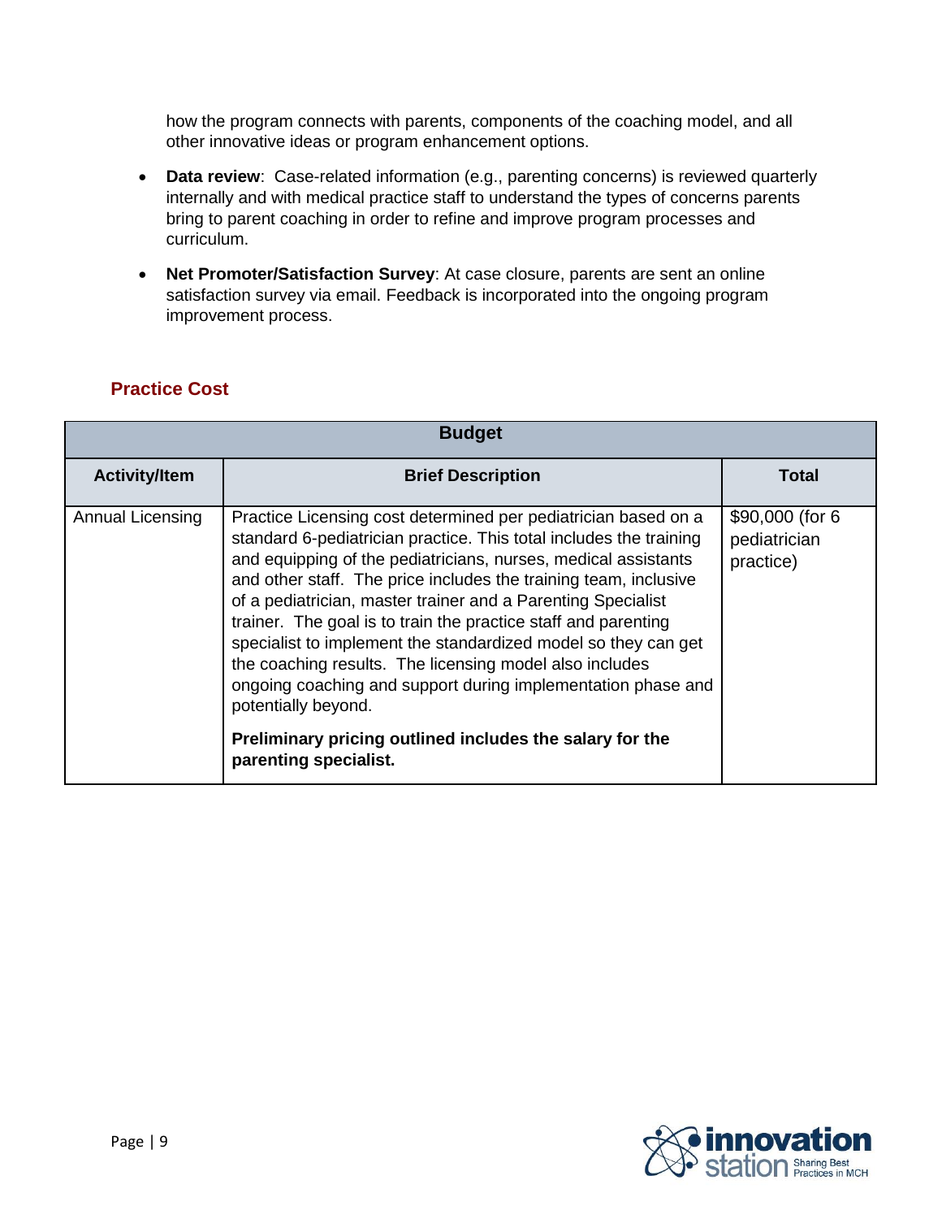how the program connects with parents, components of the coaching model, and all other innovative ideas or program enhancement options.

- **Data review**: Case-related information (e.g., parenting concerns) is reviewed quarterly internally and with medical practice staff to understand the types of concerns parents bring to parent coaching in order to refine and improve program processes and curriculum.
- **Net Promoter/Satisfaction Survey**: At case closure, parents are sent an online satisfaction survey via email. Feedback is incorporated into the ongoing program improvement process.

## Practice Cost

| Budget | | |
|---|---|---|
| **Activity/Item** | **Brief Description** | **Total** |
| Annual Licensing | Practice Licensing cost determined per pediatrician based on a standard 6-pediatrician practice. This total includes the training and equipping of the pediatricians, nurses, medical assistants and other staff. The price includes the training team, inclusive of a pediatrician, master trainer and a Parenting Specialist trainer. The goal is to train the practice staff and parenting specialist to implement the standardized model so they can get the coaching results. The licensing model also includes ongoing coaching and support during implementation phase and potentially beyond.<br><br>**Preliminary pricing outlined includes the salary for the parenting specialist.** | $90,000 (for 6 pediatrician practice) |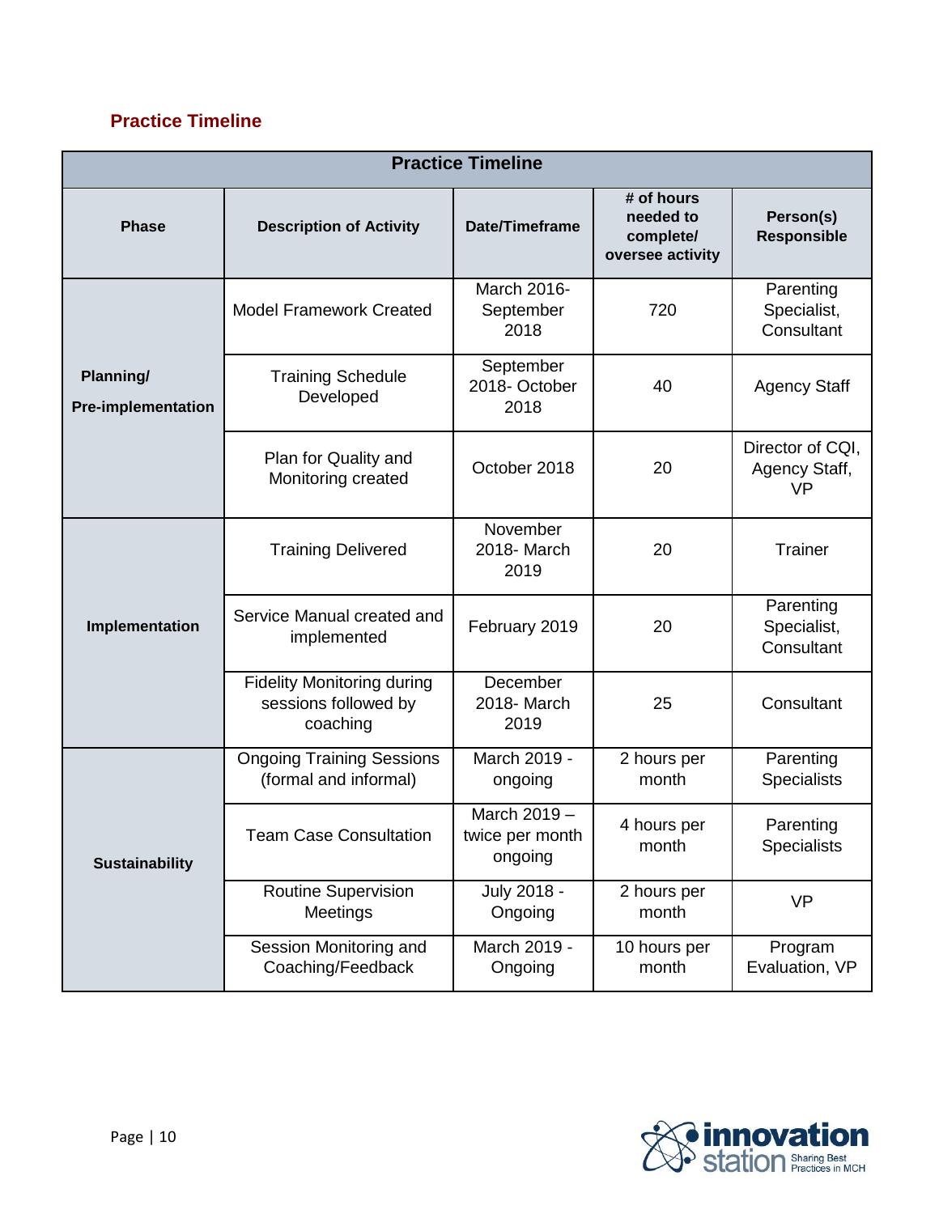## Practice Timeline

| Practice Timeline | | | | |
|---|---|---|---|---|
| **Phase** | **Description of Activity** | **Date/Timeframe** | **# of hours needed to complete/ oversee activity** | **Person(s) Responsible** |
| **Planning/ Pre-implementation** | Model Framework Created | March 2016- September 2018 | 720 | Parenting Specialist, Consultant |
| | Training Schedule Developed | September 2018- October 2018 | 40 | Agency Staff |
| | Plan for Quality and Monitoring created | October 2018 | 20 | Director of CQI, Agency Staff, VP |
| **Implementation** | Training Delivered | November 2018- March 2019 | 20 | Trainer |
| | Service Manual created and implemented | February 2019 | 20 | Parenting Specialist, Consultant |
| | Fidelity Monitoring during sessions followed by coaching | December 2018- March 2019 | 25 | Consultant |
| **Sustainability** | Ongoing Training Sessions (formal and informal) | March 2019 - ongoing | 2 hours per month | Parenting Specialists |
| | Team Case Consultation | March 2019 – twice per month ongoing | 4 hours per month | Parenting Specialists |
| | Routine Supervision Meetings | July 2018 - Ongoing | 2 hours per month | VP |
| | Session Monitoring and Coaching/Feedback | March 2019 - Ongoing | 10 hours per month | Program Evaluation, VP |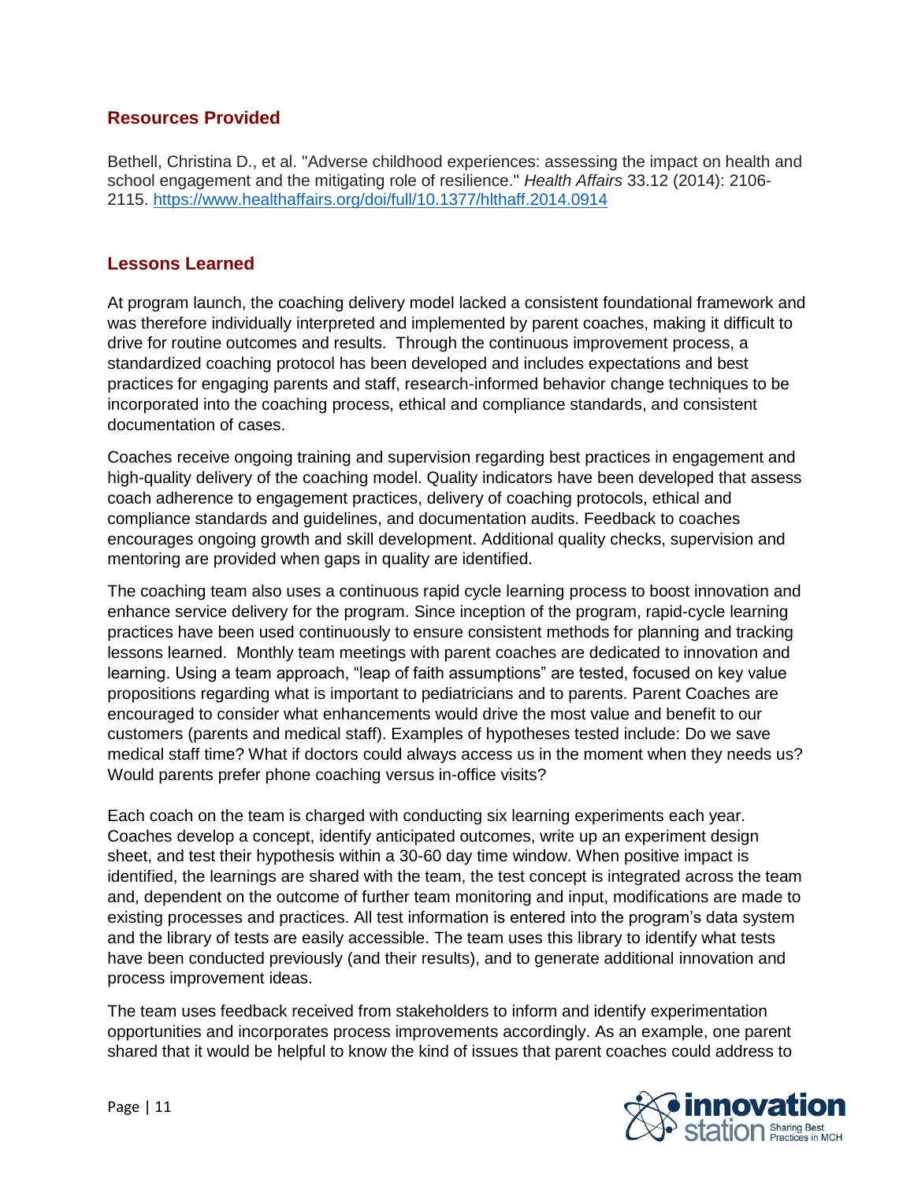## Resources Provided

Bethell, Christina D., et al. "Adverse childhood experiences: assessing the impact on health and school engagement and the mitigating role of resilience." *Health Affairs* 33.12 (2014): 2106-2115. https://www.healthaffairs.org/doi/full/10.1377/hlthaff.2014.0914

## Lessons Learned

At program launch, the coaching delivery model lacked a consistent foundational framework and was therefore individually interpreted and implemented by parent coaches, making it difficult to drive for routine outcomes and results. Through the continuous improvement process, a standardized coaching protocol has been developed and includes expectations and best practices for engaging parents and staff, research-informed behavior change techniques to be incorporated into the coaching process, ethical and compliance standards, and consistent documentation of cases.

Coaches receive ongoing training and supervision regarding best practices in engagement and high-quality delivery of the coaching model. Quality indicators have been developed that assess coach adherence to engagement practices, delivery of coaching protocols, ethical and compliance standards and guidelines, and documentation audits. Feedback to coaches encourages ongoing growth and skill development. Additional quality checks, supervision and mentoring are provided when gaps in quality are identified.

The coaching team also uses a continuous rapid cycle learning process to boost innovation and enhance service delivery for the program. Since inception of the program, rapid-cycle learning practices have been used continuously to ensure consistent methods for planning and tracking lessons learned. Monthly team meetings with parent coaches are dedicated to innovation and learning. Using a team approach, "leap of faith assumptions" are tested, focused on key value propositions regarding what is important to pediatricians and to parents. Parent Coaches are encouraged to consider what enhancements would drive the most value and benefit to our customers (parents and medical staff). Examples of hypotheses tested include: Do we save medical staff time? What if doctors could always access us in the moment when they needs us? Would parents prefer phone coaching versus in-office visits?

Each coach on the team is charged with conducting six learning experiments each year. Coaches develop a concept, identify anticipated outcomes, write up an experiment design sheet, and test their hypothesis within a 30-60 day time window. When positive impact is identified, the learnings are shared with the team, the test concept is integrated across the team and, dependent on the outcome of further team monitoring and input, modifications are made to existing processes and practices. All test information is entered into the program's data system and the library of tests are easily accessible. The team uses this library to identify what tests have been conducted previously (and their results), and to generate additional innovation and process improvement ideas.

The team uses feedback received from stakeholders to inform and identify experimentation opportunities and incorporates process improvements accordingly. As an example, one parent shared that it would be helpful to know the kind of issues that parent coaches could address to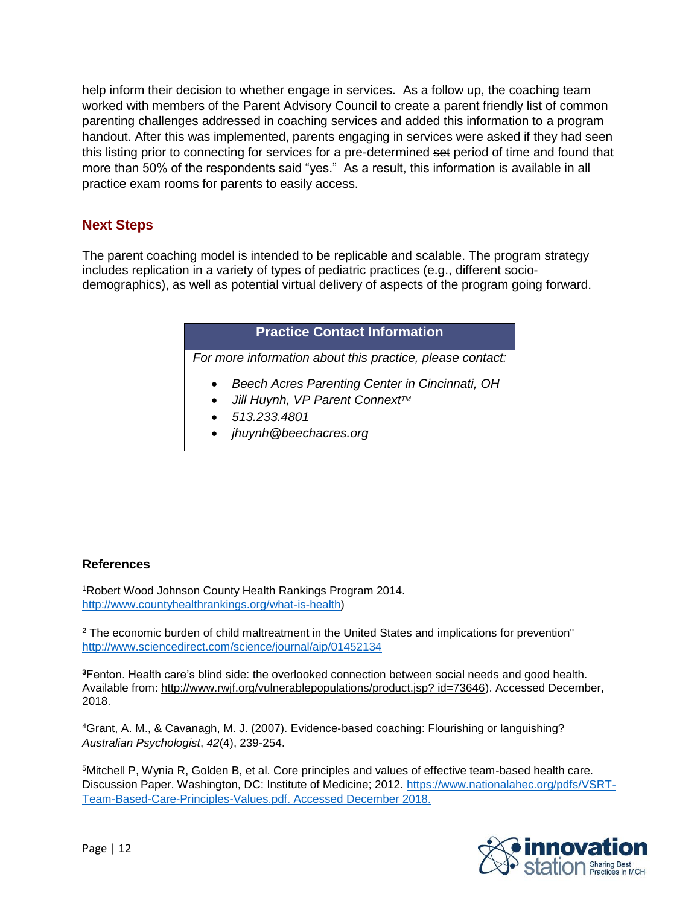help inform their decision to whether engage in services. As a follow up, the coaching team worked with members of the Parent Advisory Council to create a parent friendly list of common parenting challenges addressed in coaching services and added this information to a program handout. After this was implemented, parents engaging in services were asked if they had seen this listing prior to connecting for services for a pre-determined ~~set~~ period of time and found that more than 50% of the respondents said "yes." As a result, this information is available in all practice exam rooms for parents to easily access.

## Next Steps

The parent coaching model is intended to be replicable and scalable. The program strategy includes replication in a variety of types of pediatric practices (e.g., different socio-demographics), as well as potential virtual delivery of aspects of the program going forward.

| Practice Contact Information |
|---|
| *For more information about this practice, please contact:*<br>• *Beech Acres Parenting Center in Cincinnati, OH*<br>• *Jill Huynh, VP Parent Connext™*<br>• *513.233.4801*<br>• *jhuynh@beechacres.org* |

### References

[1]Robert Wood Johnson County Health Rankings Program 2014. http://www.countyhealthrankings.org/what-is-health)

[2] The economic burden of child maltreatment in the United States and implications for prevention" http://www.sciencedirect.com/science/journal/aip/01452134

[3]Fenton. Health care's blind side: the overlooked connection between social needs and good health. Available from: http://www.rwjf.org/vulnerablepopulations/product.jsp? id=73646). Accessed December, 2018.

[4]Grant, A. M., & Cavanagh, M. J. (2007). Evidence‐based coaching: Flourishing or languishing? *Australian Psychologist*, *42*(4), 239-254.

[5]Mitchell P, Wynia R, Golden B, et al. Core principles and values of effective team-based health care. Discussion Paper. Washington, DC: Institute of Medicine; 2012. https://www.nationalahec.org/pdfs/VSRT-Team-Based-Care-Principles-Values.pdf. Accessed December 2018.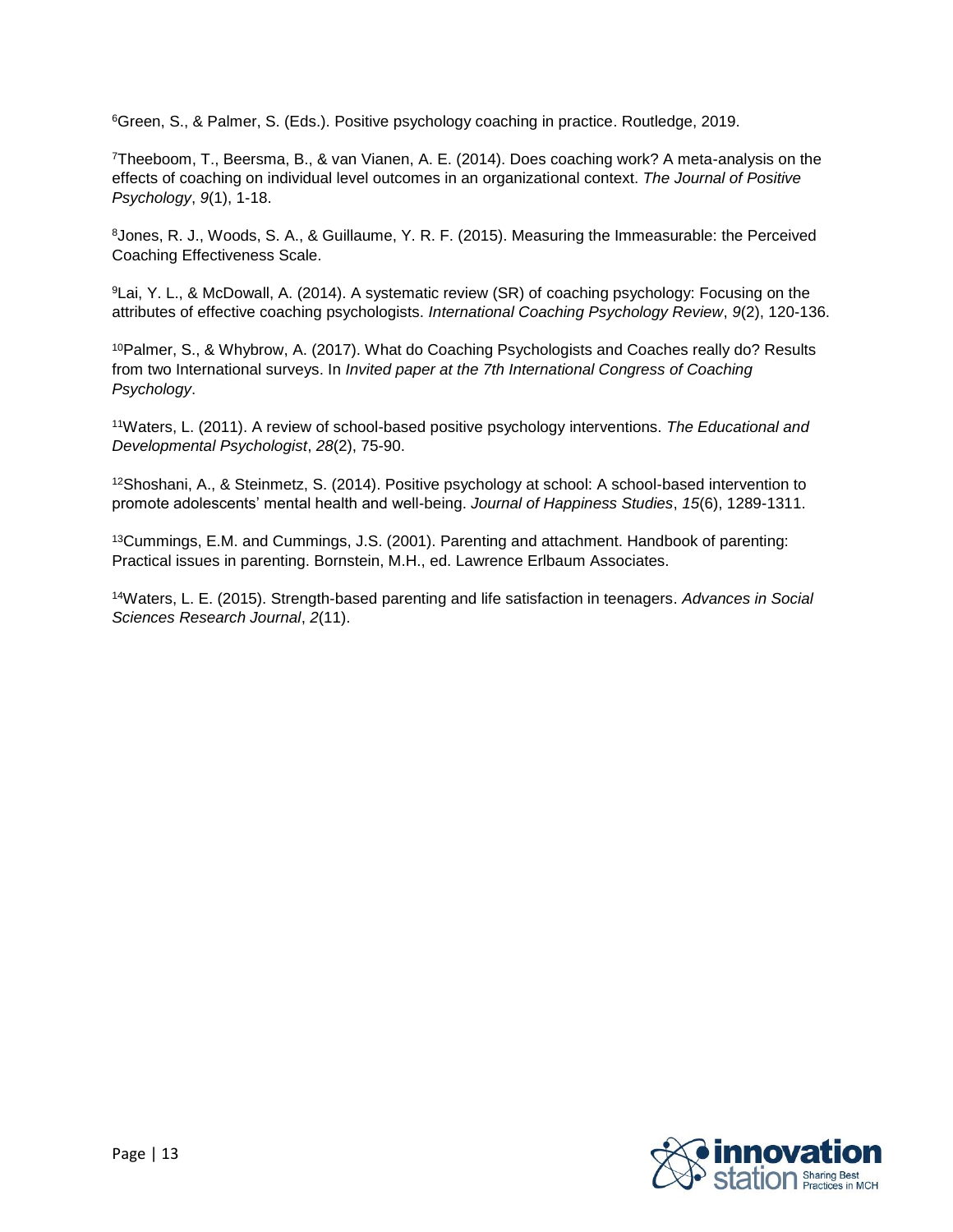[6]Green, S., & Palmer, S. (Eds.). Positive psychology coaching in practice. Routledge, 2019.

[7]Theeboom, T., Beersma, B., & van Vianen, A. E. (2014). Does coaching work? A meta-analysis on the effects of coaching on individual level outcomes in an organizational context. *The Journal of Positive Psychology*, *9*(1), 1-18.

[8]Jones, R. J., Woods, S. A., & Guillaume, Y. R. F. (2015). Measuring the Immeasurable: the Perceived Coaching Effectiveness Scale.

[9]Lai, Y. L., & McDowall, A. (2014). A systematic review (SR) of coaching psychology: Focusing on the attributes of effective coaching psychologists. *International Coaching Psychology Review*, *9*(2), 120-136.

[10]Palmer, S., & Whybrow, A. (2017). What do Coaching Psychologists and Coaches really do? Results from two International surveys. In *Invited paper at the 7th International Congress of Coaching Psychology*.

[11]Waters, L. (2011). A review of school-based positive psychology interventions. *The Educational and Developmental Psychologist*, *28*(2), 75-90.

[12]Shoshani, A., & Steinmetz, S. (2014). Positive psychology at school: A school-based intervention to promote adolescents' mental health and well-being. *Journal of Happiness Studies*, *15*(6), 1289-1311.

[13]Cummings, E.M. and Cummings, J.S. (2001). Parenting and attachment. Handbook of parenting: Practical issues in parenting. Bornstein, M.H., ed. Lawrence Erlbaum Associates.

[14]Waters, L. E. (2015). Strength-based parenting and life satisfaction in teenagers. *Advances in Social Sciences Research Journal*, *2*(11).